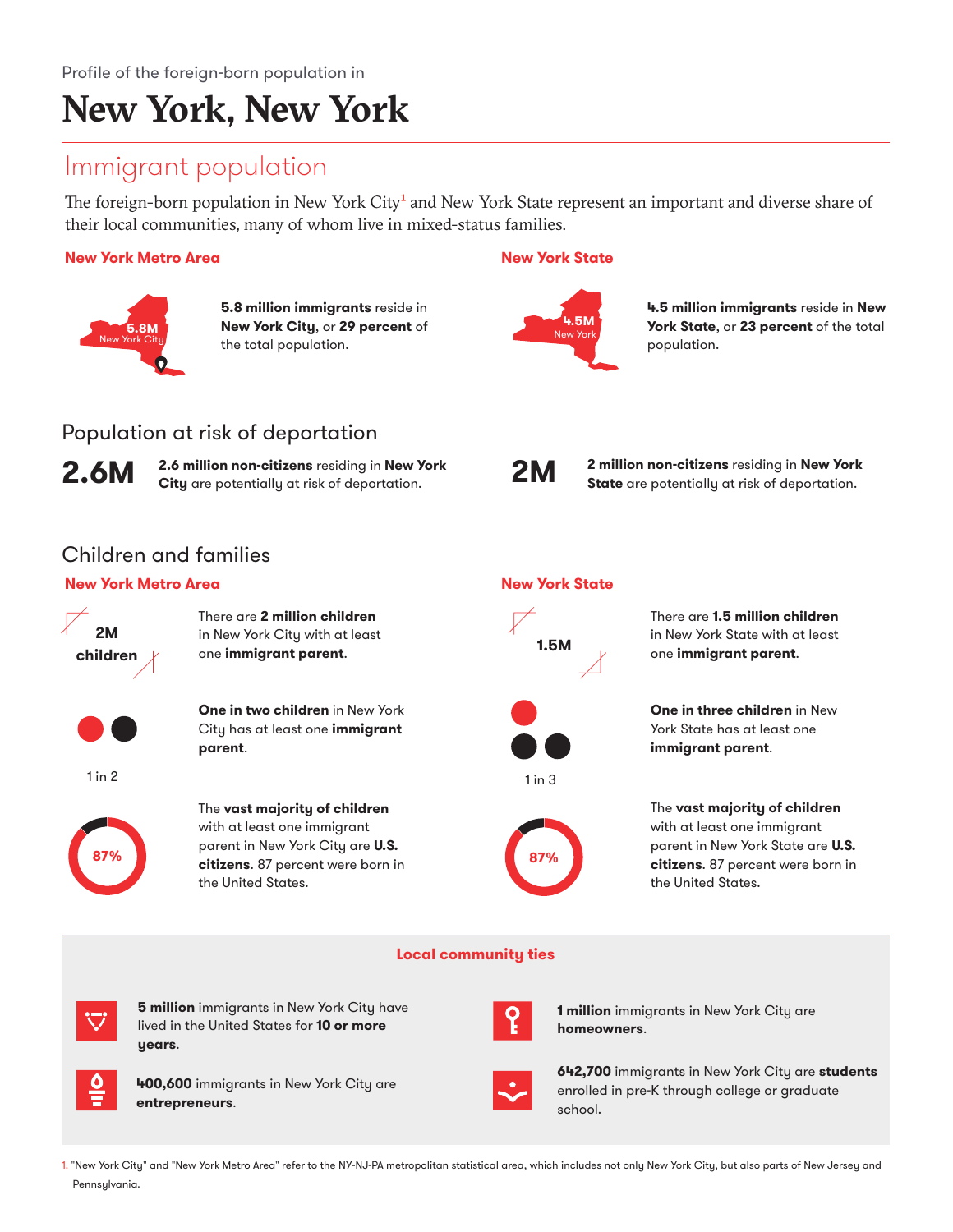Profile of the foreign-born population in

# New York, New York

## Immigrant population

The foreign-born population in New York City[1] and New York State represent an important and diverse share of their local communities, many of whom live in mixed-status families.

**New York Metro Area**

5.8M New York City

**5.8 million immigrants** reside in **New York City**, or **29 percent** of the total population.

**New York State**

4.5M New York

**4.5 million immigrants** reside in **New York State**, or **23 percent** of the total population.

### Population at risk of deportation

**2.6M** **2.6 million non-citizens** residing in **New York City** are potentially at risk of deportation.

**2M** **2 million non-citizens** residing in **New York State** are potentially at risk of deportation.

### Children and families

**New York Metro Area**

**2M children**

There are **2 million children** in New York City with at least one **immigrant parent**.

1 in 2

**One in two children** in New York City has at least one **immigrant parent**.

87%

The **vast majority of children** with at least one immigrant parent in New York City are **U.S. citizens**. 87 percent were born in the United States.

**New York State**

**1.5M**

There are **1.5 million children** in New York State with at least one **immigrant parent**.

1 in 3

**One in three children** in New York State has at least one **immigrant parent**.

87%

The **vast majority of children** with at least one immigrant parent in New York State are **U.S. citizens**. 87 percent were born in the United States.

**Local community ties**

**5 million** immigrants in New York City have lived in the United States for **10 or more years**.

**400,600** immigrants in New York City are **entrepreneurs**.

**1 million** immigrants in New York City are **homeowners**.

**642,700** immigrants in New York City are **students** enrolled in pre-K through college or graduate school.

1. "New York City" and "New York Metro Area" refer to the NY-NJ-PA metropolitan statistical area, which includes not only New York City, but also parts of New Jersey and Pennsylvania.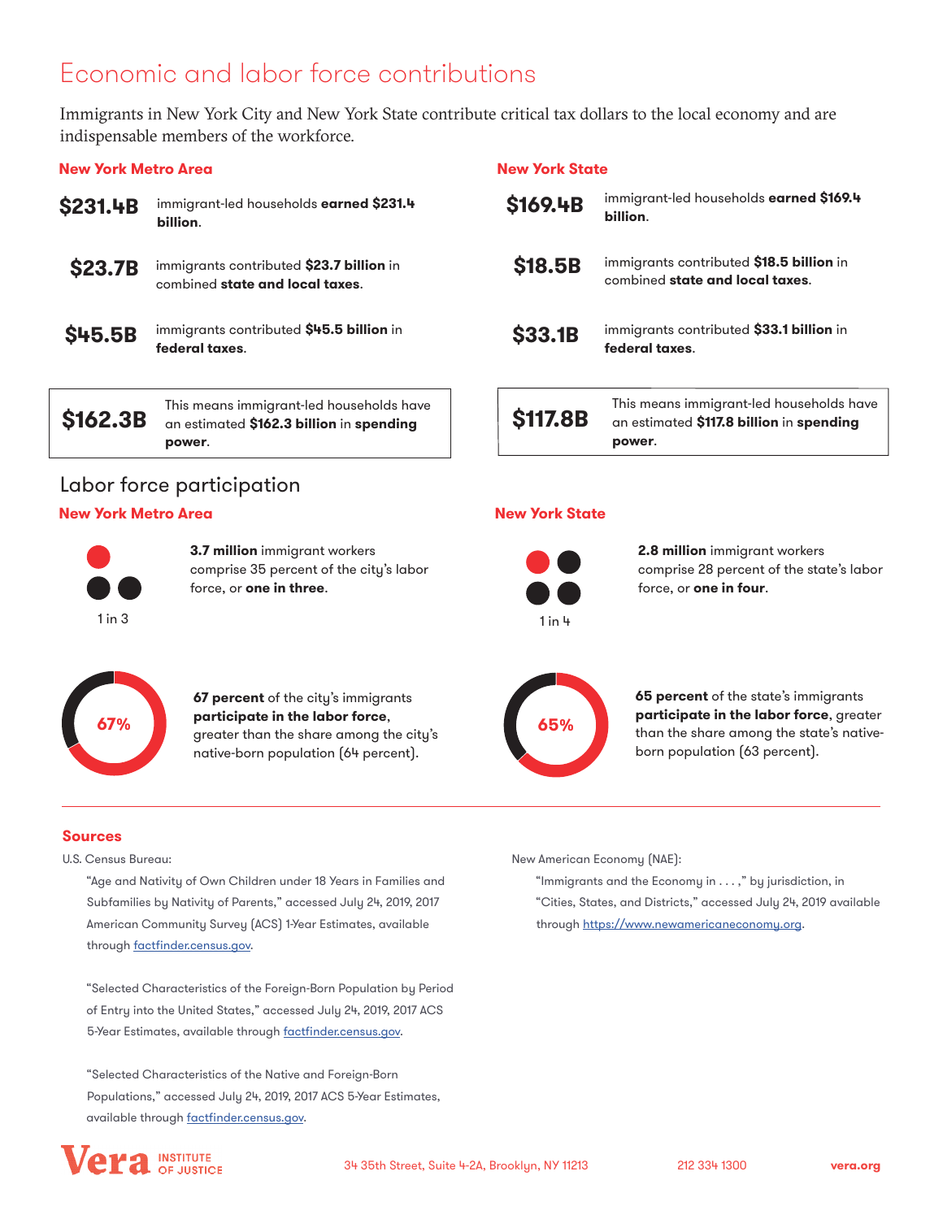# Economic and labor force contributions

Immigrants in New York City and New York State contribute critical tax dollars to the local economy and are indispensable members of the workforce.

### New York Metro Area

**$231.4B** immigrant-led households **earned $231.4 billion**.

**$23.7B** immigrants contributed **$23.7 billion** in combined **state and local taxes**.

**$45.5B** immigrants contributed **$45.5 billion** in **federal taxes**.

**$162.3B** This means immigrant-led households have an estimated **$162.3 billion** in **spending power**.

### New York State

**$169.4B** immigrant-led households **earned $169.4 billion**.

**$18.5B** immigrants contributed **$18.5 billion** in combined **state and local taxes**.

**$33.1B** immigrants contributed **$33.1 billion** in **federal taxes**.

**$117.8B** This means immigrant-led households have an estimated **$117.8 billion** in **spending power**.

## Labor force participation

### New York Metro Area

1 in 3

**3.7 million** immigrant workers comprise 35 percent of the city's labor force, or **one in three**.

67%

**67 percent** of the city's immigrants **participate in the labor force**, greater than the share among the city's native-born population (64 percent).

### New York State

1 in 4

**2.8 million** immigrant workers comprise 28 percent of the state's labor force, or **one in four**.

65%

**65 percent** of the state's immigrants **participate in the labor force**, greater than the share among the state's native-born population (63 percent).

### Sources

U.S. Census Bureau:

"Age and Nativity of Own Children under 18 Years in Families and Subfamilies by Nativity of Parents," accessed July 24, 2019, 2017 American Community Survey (ACS) 1-Year Estimates, available through factfinder.census.gov.

"Selected Characteristics of the Foreign-Born Population by Period of Entry into the United States," accessed July 24, 2019, 2017 ACS 5-Year Estimates, available through factfinder.census.gov.

"Selected Characteristics of the Native and Foreign-Born Populations," accessed July 24, 2019, 2017 ACS 5-Year Estimates, available through factfinder.census.gov.

New American Economy (NAE):

"Immigrants and the Economy in . . . ," by jurisdiction, in "Cities, States, and Districts," accessed July 24, 2019 available through https://www.newamericaneconomy.org.

Vera INSTITUTE OF JUSTICE

34 35th Street, Suite 4-2A, Brooklyn, NY 11213 | 212 334 1300 | vera.org